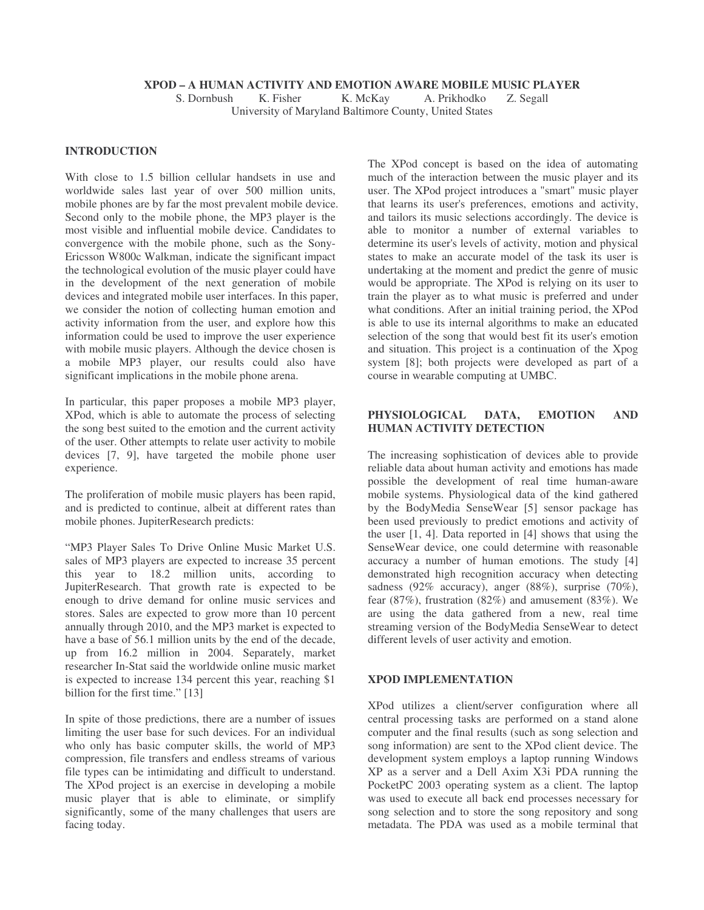# XPOD – A HUMAN ACTIVITY AND EMOTION AWARE MOBILE MUSIC PLAYER

S. Dornbush K. Fisher K. McKay A. Prikhodko Z. Segall

University of Maryland Baltimore County, United States

## INTRODUCTION

With close to 1.5 billion cellular handsets in use and worldwide sales last year of over 500 million units, mobile phones are by far the most prevalent mobile device. Second only to the mobile phone, the MP3 player is the most visible and influential mobile device. Candidates to convergence with the mobile phone, such as the Sony-Ericsson W800c Walkman, indicate the significant impact the technological evolution of the music player could have in the development of the next generation of mobile devices and integrated mobile user interfaces. In this paper, we consider the notion of collecting human emotion and activity information from the user, and explore how this information could be used to improve the user experience with mobile music players. Although the device chosen is a mobile MP3 player, our results could also have significant implications in the mobile phone arena.

In particular, this paper proposes a mobile MP3 player, XPod, which is able to automate the process of selecting the song best suited to the emotion and the current activity of the user. Other attempts to relate user activity to mobile devices [7, 9], have targeted the mobile phone user experience.

The proliferation of mobile music players has been rapid, and is predicted to continue, albeit at different rates than mobile phones. JupiterResearch predicts:

"MP3 Player Sales To Drive Online Music Market U.S. sales of MP3 players are expected to increase 35 percent this year to 18.2 million units, according to JupiterResearch. That growth rate is expected to be enough to drive demand for online music services and stores. Sales are expected to grow more than 10 percent annually through 2010, and the MP3 market is expected to have a base of 56.1 million units by the end of the decade, up from 16.2 million in 2004. Separately, market researcher In-Stat said the worldwide online music market is expected to increase 134 percent this year, reaching $1 billion for the first time." [13]

In spite of those predictions, there are a number of issues limiting the user base for such devices. For an individual who only has basic computer skills, the world of MP3 compression, file transfers and endless streams of various file types can be intimidating and difficult to understand. The XPod project is an exercise in developing a mobile music player that is able to eliminate, or simplify significantly, some of the many challenges that users are facing today.

The XPod concept is based on the idea of automating much of the interaction between the music player and its user. The XPod project introduces a "smart" music player that learns its user's preferences, emotions and activity, and tailors its music selections accordingly. The device is able to monitor a number of external variables to determine its user's levels of activity, motion and physical states to make an accurate model of the task its user is undertaking at the moment and predict the genre of music would be appropriate. The XPod is relying on its user to train the player as to what music is preferred and under what conditions. After an initial training period, the XPod is able to use its internal algorithms to make an educated selection of the song that would best fit its user's emotion and situation. This project is a continuation of the Xpog system [8]; both projects were developed as part of a course in wearable computing at UMBC.

## PHYSIOLOGICAL DATA, EMOTION AND HUMAN ACTIVITY DETECTION

The increasing sophistication of devices able to provide reliable data about human activity and emotions has made possible the development of real time human-aware mobile systems. Physiological data of the kind gathered by the BodyMedia SenseWear [5] sensor package has been used previously to predict emotions and activity of the user [1, 4]. Data reported in [4] shows that using the SenseWear device, one could determine with reasonable accuracy a number of human emotions. The study [4] demonstrated high recognition accuracy when detecting sadness (92% accuracy), anger (88%), surprise (70%), fear (87%), frustration (82%) and amusement (83%). We are using the data gathered from a new, real time streaming version of the BodyMedia SenseWear to detect different levels of user activity and emotion.

## XPOD IMPLEMENTATION

XPod utilizes a client/server configuration where all central processing tasks are performed on a stand alone computer and the final results (such as song selection and song information) are sent to the XPod client device. The development system employs a laptop running Windows XP as a server and a Dell Axim X3i PDA running the PocketPC 2003 operating system as a client. The laptop was used to execute all back end processes necessary for song selection and to store the song repository and song metadata. The PDA was used as a mobile terminal that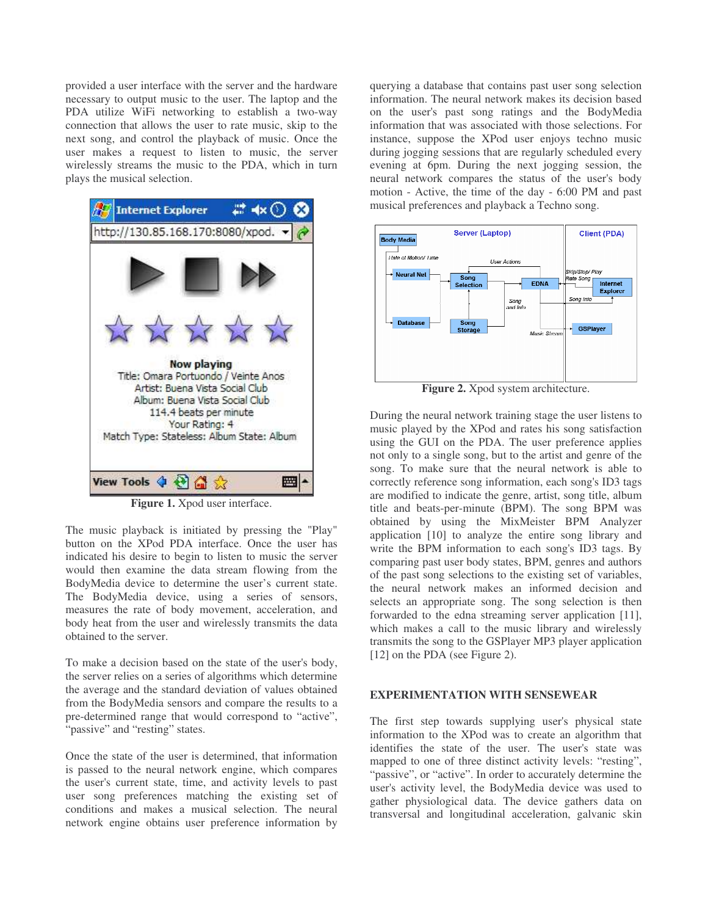provided a user interface with the server and the hardware necessary to output music to the user. The laptop and the PDA utilize WiFi networking to establish a two-way connection that allows the user to rate music, skip to the next song, and control the playback of music. Once the user makes a request to listen to music, the server wirelessly streams the music to the PDA, which in turn plays the musical selection.

**Figure 1.** Xpod user interface.

The music playback is initiated by pressing the "Play" button on the XPod PDA interface. Once the user has indicated his desire to begin to listen to music the server would then examine the data stream flowing from the BodyMedia device to determine the user's current state. The BodyMedia device, using a series of sensors, measures the rate of body movement, acceleration, and body heat from the user and wirelessly transmits the data obtained to the server.

To make a decision based on the state of the user's body, the server relies on a series of algorithms which determine the average and the standard deviation of values obtained from the BodyMedia sensors and compare the results to a pre-determined range that would correspond to "active", "passive" and "resting" states.

Once the state of the user is determined, that information is passed to the neural network engine, which compares the user's current state, time, and activity levels to past user song preferences matching the existing set of conditions and makes a musical selection. The neural network engine obtains user preference information by querying a database that contains past user song selection information. The neural network makes its decision based on the user's past song ratings and the BodyMedia information that was associated with those selections. For instance, suppose the XPod user enjoys techno music during jogging sessions that are regularly scheduled every evening at 6pm. During the next jogging session, the neural network compares the status of the user's body motion - Active, the time of the day - 6:00 PM and past musical preferences and playback a Techno song.

**Figure 2.** Xpod system architecture.

During the neural network training stage the user listens to music played by the XPod and rates his song satisfaction using the GUI on the PDA. The user preference applies not only to a single song, but to the artist and genre of the song. To make sure that the neural network is able to correctly reference song information, each song's ID3 tags are modified to indicate the genre, artist, song title, album title and beats-per-minute (BPM). The song BPM was obtained by using the MixMeister BPM Analyzer application [10] to analyze the entire song library and write the BPM information to each song's ID3 tags. By comparing past user body states, BPM, genres and authors of the past song selections to the existing set of variables, the neural network makes an informed decision and selects an appropriate song. The song selection is then forwarded to the edna streaming server application [11], which makes a call to the music library and wirelessly transmits the song to the GSPlayer MP3 player application [12] on the PDA (see Figure 2).

## EXPERIMENTATION WITH SENSEWEAR

The first step towards supplying user's physical state information to the XPod was to create an algorithm that identifies the state of the user. The user's state was mapped to one of three distinct activity levels: "resting", "passive", or "active". In order to accurately determine the user's activity level, the BodyMedia device was used to gather physiological data. The device gathers data on transversal and longitudinal acceleration, galvanic skin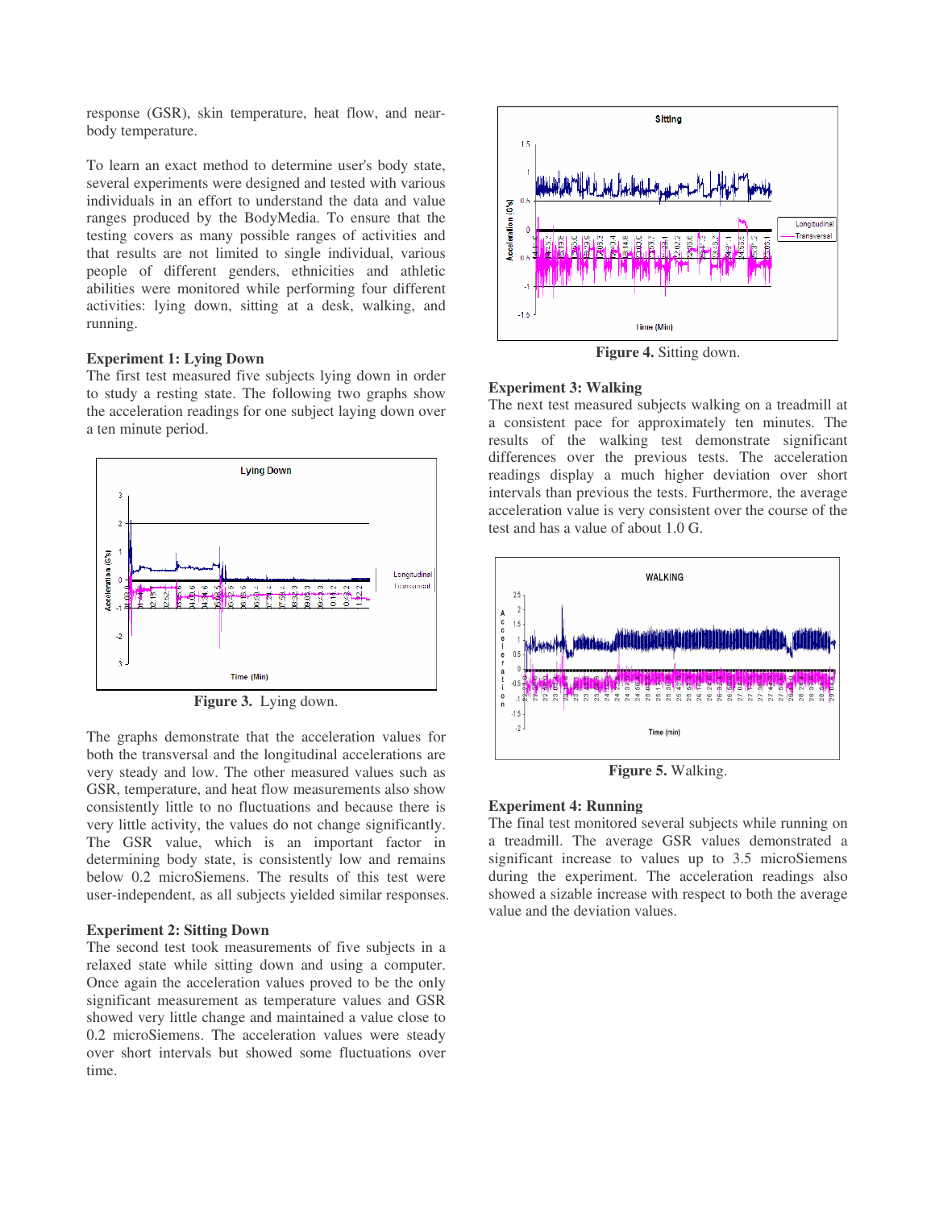response (GSR), skin temperature, heat flow, and near-body temperature.

To learn an exact method to determine user's body state, several experiments were designed and tested with various individuals in an effort to understand the data and value ranges produced by the BodyMedia. To ensure that the testing covers as many possible ranges of activities and that results are not limited to single individual, various people of different genders, ethnicities and athletic abilities were monitored while performing four different activities: lying down, sitting at a desk, walking, and running.

**Experiment 1: Lying Down**

The first test measured five subjects lying down in order to study a resting state. The following two graphs show the acceleration readings for one subject laying down over a ten minute period.

**Figure 3.** Lying down.

The graphs demonstrate that the acceleration values for both the transversal and the longitudinal accelerations are very steady and low. The other measured values such as GSR, temperature, and heat flow measurements also show consistently little to no fluctuations and because there is very little activity, the values do not change significantly. The GSR value, which is an important factor in determining body state, is consistently low and remains below 0.2 microSiemens. The results of this test were user-independent, as all subjects yielded similar responses.

**Experiment 2: Sitting Down**

The second test took measurements of five subjects in a relaxed state while sitting down and using a computer. Once again the acceleration values proved to be the only significant measurement as temperature values and GSR showed very little change and maintained a value close to 0.2 microSiemens. The acceleration values were steady over short intervals but showed some fluctuations over time.

**Figure 4.** Sitting down.

**Experiment 3: Walking**

The next test measured subjects walking on a treadmill at a consistent pace for approximately ten minutes. The results of the walking test demonstrate significant differences over the previous tests. The acceleration readings display a much higher deviation over short intervals than previous the tests. Furthermore, the average acceleration value is very consistent over the course of the test and has a value of about 1.0 G.

**Figure 5.** Walking.

**Experiment 4: Running**

The final test monitored several subjects while running on a treadmill. The average GSR values demonstrated a significant increase to values up to 3.5 microSiemens during the experiment. The acceleration readings also showed a sizable increase with respect to both the average value and the deviation values.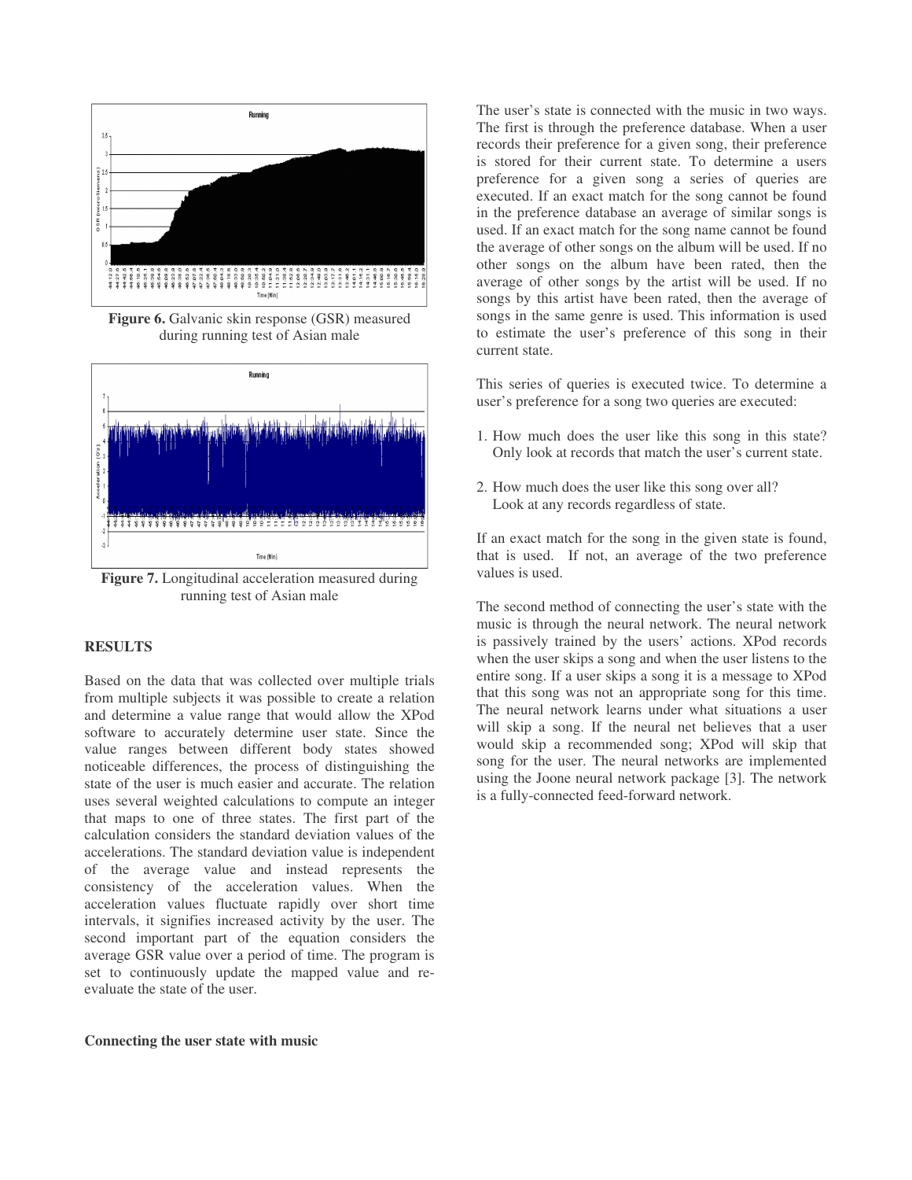**Figure 6.** Galvanic skin response (GSR) measured during running test of Asian male

**Figure 7.** Longitudinal acceleration measured during running test of Asian male

## RESULTS

Based on the data that was collected over multiple trials from multiple subjects it was possible to create a relation and determine a value range that would allow the XPod software to accurately determine user state. Since the value ranges between different body states showed noticeable differences, the process of distinguishing the state of the user is much easier and accurate. The relation uses several weighted calculations to compute an integer that maps to one of three states. The first part of the calculation considers the standard deviation values of the accelerations. The standard deviation value is independent of the average value and instead represents the consistency of the acceleration values. When the acceleration values fluctuate rapidly over short time intervals, it signifies increased activity by the user. The second important part of the equation considers the average GSR value over a period of time. The program is set to continuously update the mapped value and re-evaluate the state of the user.

### Connecting the user state with music

The user's state is connected with the music in two ways. The first is through the preference database. When a user records their preference for a given song, their preference is stored for their current state. To determine a users preference for a given song a series of queries are executed. If an exact match for the song cannot be found in the preference database an average of similar songs is used. If an exact match for the song name cannot be found the average of other songs on the album will be used. If no other songs on the album have been rated, then the average of other songs by the artist will be used. If no songs by this artist have been rated, then the average of songs in the same genre is used. This information is used to estimate the user's preference of this song in their current state.

This series of queries is executed twice. To determine a user's preference for a song two queries are executed:

1. How much does the user like this song in this state? Only look at records that match the user's current state.
2. How much does the user like this song over all? Look at any records regardless of state.

If an exact match for the song in the given state is found, that is used. If not, an average of the two preference values is used.

The second method of connecting the user's state with the music is through the neural network. The neural network is passively trained by the users' actions. XPod records when the user skips a song and when the user listens to the entire song. If a user skips a song it is a message to XPod that this song was not an appropriate song for this time. The neural network learns under what situations a user will skip a song. If the neural net believes that a user would skip a recommended song; XPod will skip that song for the user. The neural networks are implemented using the Joone neural network package [3]. The network is a fully-connected feed-forward network.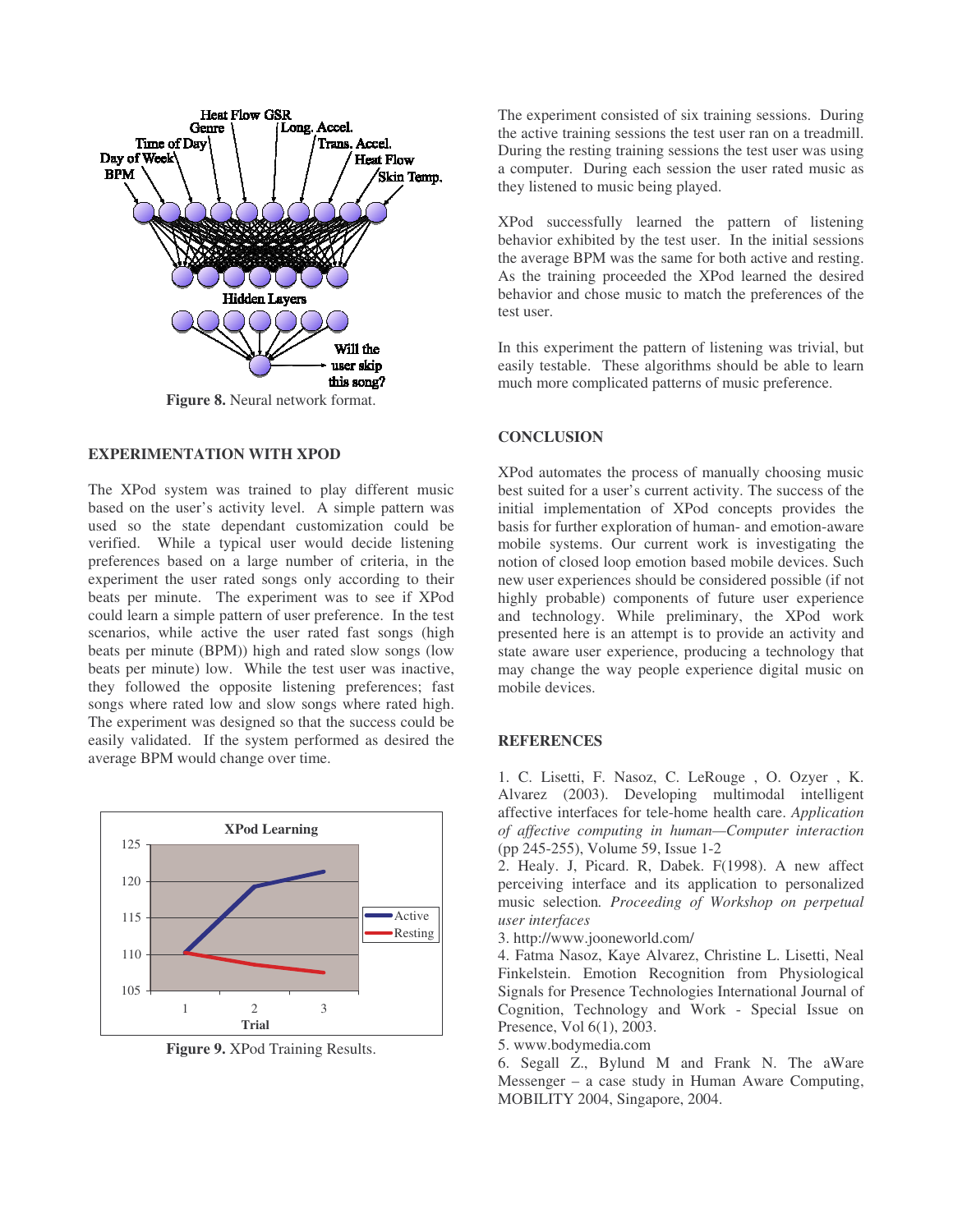Figure 8. Neural network format.

## EXPERIMENTATION WITH XPOD

The XPod system was trained to play different music based on the user's activity level. A simple pattern was used so the state dependant customization could be verified. While a typical user would decide listening preferences based on a large number of criteria, in the experiment the user rated songs only according to their beats per minute. The experiment was to see if XPod could learn a simple pattern of user preference. In the test scenarios, while active the user rated fast songs (high beats per minute (BPM)) high and rated slow songs (low beats per minute) low. While the test user was inactive, they followed the opposite listening preferences; fast songs where rated low and slow songs where rated high. The experiment was designed so that the success could be easily validated. If the system performed as desired the average BPM would change over time.

Figure 9. XPod Training Results.

The experiment consisted of six training sessions. During the active training sessions the test user ran on a treadmill. During the resting training sessions the test user was using a computer. During each session the user rated music as they listened to music being played.

XPod successfully learned the pattern of listening behavior exhibited by the test user. In the initial sessions the average BPM was the same for both active and resting. As the training proceeded the XPod learned the desired behavior and chose music to match the preferences of the test user.

In this experiment the pattern of listening was trivial, but easily testable. These algorithms should be able to learn much more complicated patterns of music preference.

## CONCLUSION

XPod automates the process of manually choosing music best suited for a user's current activity. The success of the initial implementation of XPod concepts provides the basis for further exploration of human- and emotion-aware mobile systems. Our current work is investigating the notion of closed loop emotion based mobile devices. Such new user experiences should be considered possible (if not highly probable) components of future user experience and technology. While preliminary, the XPod work presented here is an attempt is to provide an activity and state aware user experience, producing a technology that may change the way people experience digital music on mobile devices.

## REFERENCES

1. C. Lisetti, F. Nasoz, C. LeRouge , O. Ozyer , K. Alvarez (2003). Developing multimodal intelligent affective interfaces for tele-home health care. *Application of affective computing in human—Computer interaction* (pp 245-255), Volume 59, Issue 1-2
2. Healy. J, Picard. R, Dabek. F(1998). A new affect perceiving interface and its application to personalized music selection. *Proceeding of Workshop on perpetual user interfaces*
3. http://www.jooneworld.com/
4. Fatma Nasoz, Kaye Alvarez, Christine L. Lisetti, Neal Finkelstein. Emotion Recognition from Physiological Signals for Presence Technologies International Journal of Cognition, Technology and Work - Special Issue on Presence, Vol 6(1), 2003.
5. www.bodymedia.com
6. Segall Z., Bylund M and Frank N. The aWare Messenger – a case study in Human Aware Computing, MOBILITY 2004, Singapore, 2004.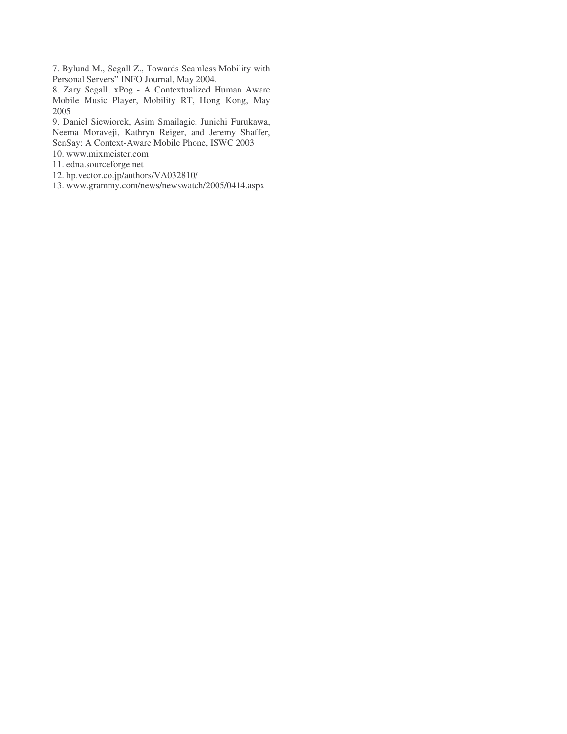7. Bylund M., Segall Z., Towards Seamless Mobility with Personal Servers" INFO Journal, May 2004.

8. Zary Segall, xPog - A Contextualized Human Aware Mobile Music Player, Mobility RT, Hong Kong, May 2005

9. Daniel Siewiorek, Asim Smailagic, Junichi Furukawa, Neema Moraveji, Kathryn Reiger, and Jeremy Shaffer, SenSay: A Context-Aware Mobile Phone, ISWC 2003

10. www.mixmeister.com

11. edna.sourceforge.net

12. hp.vector.co.jp/authors/VA032810/

13. www.grammy.com/news/newswatch/2005/0414.aspx